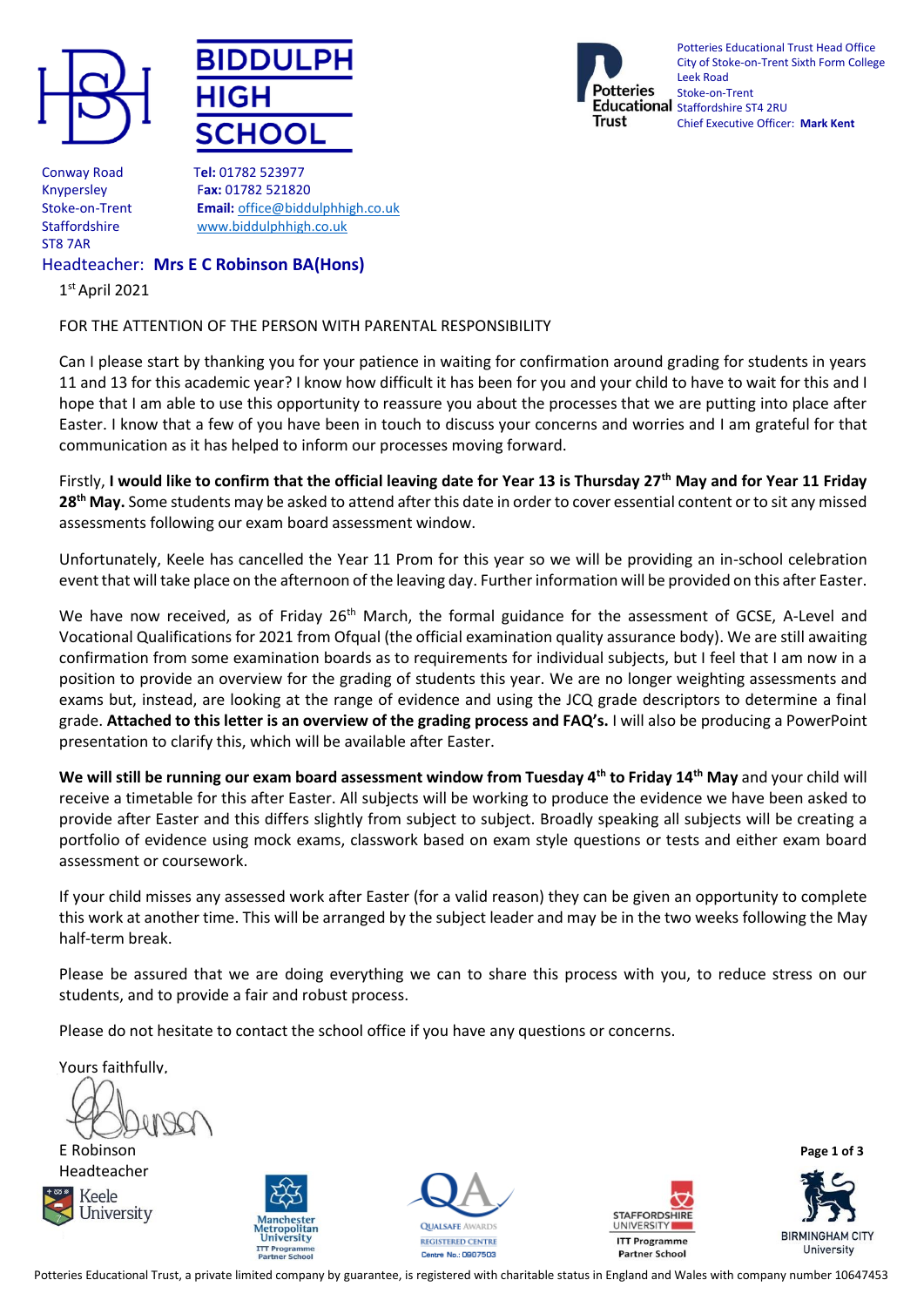**BIDDULPH HIGH SCHOOL**

Conway Road
Knypersley
Stoke-on-Trent
Staffordshire
ST8 7AR

**Tel:** 01782 523977
**Fax:** 01782 521820
**Email:** office@biddulphhigh.co.uk
www.biddulphhigh.co.uk

Potteries Educational Trust Head Office
City of Stoke-on-Trent Sixth Form College
Leek Road
Stoke-on-Trent
Staffordshire ST4 2RU
Chief Executive Officer: **Mark Kent**

Headteacher: **Mrs E C Robinson BA(Hons)**

1st April 2021

FOR THE ATTENTION OF THE PERSON WITH PARENTAL RESPONSIBILITY

Can I please start by thanking you for your patience in waiting for confirmation around grading for students in years 11 and 13 for this academic year? I know how difficult it has been for you and your child to have to wait for this and I hope that I am able to use this opportunity to reassure you about the processes that we are putting into place after Easter. I know that a few of you have been in touch to discuss your concerns and worries and I am grateful for that communication as it has helped to inform our processes moving forward.

Firstly, **I would like to confirm that the official leaving date for Year 13 is Thursday 27th May and for Year 11 Friday 28th May.** Some students may be asked to attend after this date in order to cover essential content or to sit any missed assessments following our exam board assessment window.

Unfortunately, Keele has cancelled the Year 11 Prom for this year so we will be providing an in-school celebration event that will take place on the afternoon of the leaving day. Further information will be provided on this after Easter.

We have now received, as of Friday 26th March, the formal guidance for the assessment of GCSE, A-Level and Vocational Qualifications for 2021 from Ofqual (the official examination quality assurance body). We are still awaiting confirmation from some examination boards as to requirements for individual subjects, but I feel that I am now in a position to provide an overview for the grading of students this year. We are no longer weighting assessments and exams but, instead, are looking at the range of evidence and using the JCQ grade descriptors to determine a final grade. **Attached to this letter is an overview of the grading process and FAQ's.** I will also be producing a PowerPoint presentation to clarify this, which will be available after Easter.

**We will still be running our exam board assessment window from Tuesday 4th to Friday 14th May** and your child will receive a timetable for this after Easter. All subjects will be working to produce the evidence we have been asked to provide after Easter and this differs slightly from subject to subject. Broadly speaking all subjects will be creating a portfolio of evidence using mock exams, classwork based on exam style questions or tests and either exam board assessment or coursework.

If your child misses any assessed work after Easter (for a valid reason) they can be given an opportunity to complete this work at another time. This will be arranged by the subject leader and may be in the two weeks following the May half-term break.

Please be assured that we are doing everything we can to share this process with you, to reduce stress on our students, and to provide a fair and robust process.

Please do not hesitate to contact the school office if you have any questions or concerns.

Yours faithfully,

E Robinson
Headteacher

Potteries Educational Trust, a private limited company by guarantee, is registered with charitable status in England and Wales with company number 10647453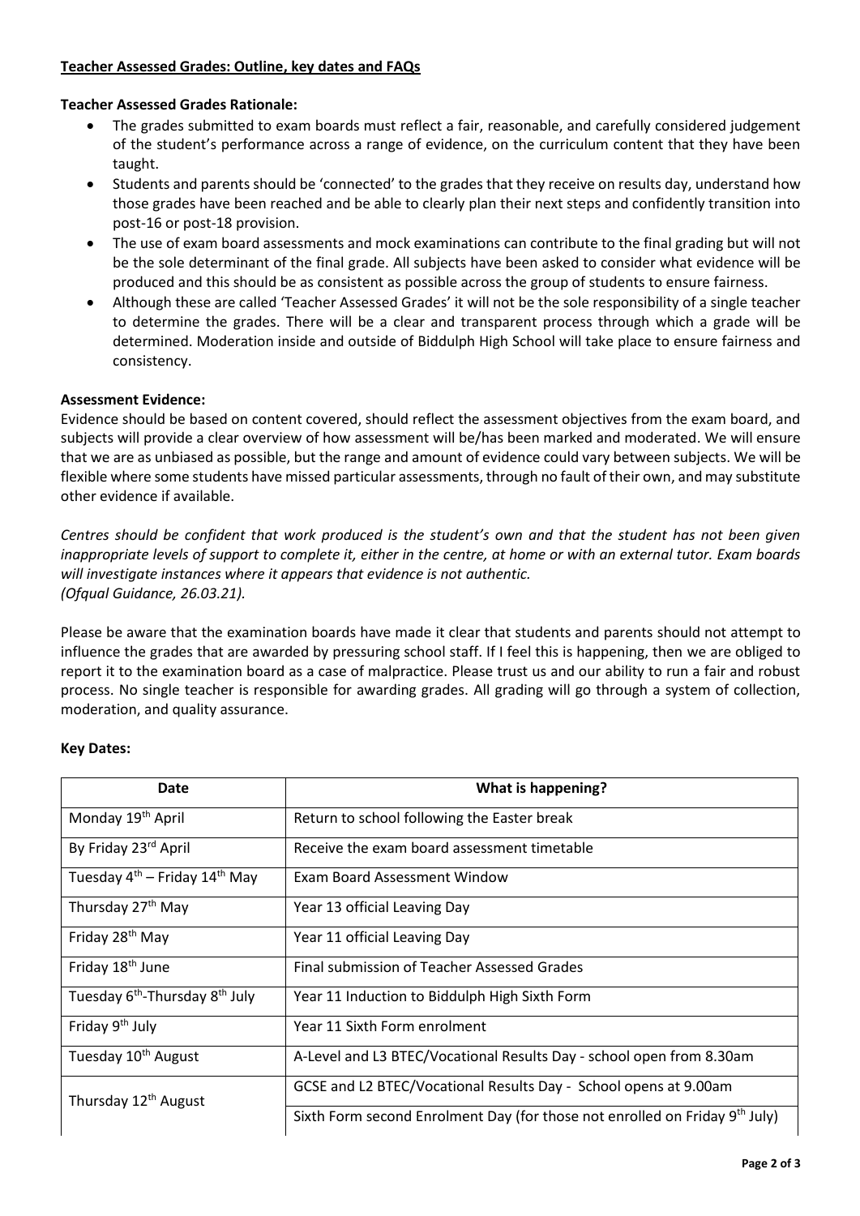**Teacher Assessed Grades: Outline, key dates and FAQs**

**Teacher Assessed Grades Rationale:**

- The grades submitted to exam boards must reflect a fair, reasonable, and carefully considered judgement of the student's performance across a range of evidence, on the curriculum content that they have been taught.
- Students and parents should be 'connected' to the grades that they receive on results day, understand how those grades have been reached and be able to clearly plan their next steps and confidently transition into post-16 or post-18 provision.
- The use of exam board assessments and mock examinations can contribute to the final grading but will not be the sole determinant of the final grade. All subjects have been asked to consider what evidence will be produced and this should be as consistent as possible across the group of students to ensure fairness.
- Although these are called 'Teacher Assessed Grades' it will not be the sole responsibility of a single teacher to determine the grades. There will be a clear and transparent process through which a grade will be determined. Moderation inside and outside of Biddulph High School will take place to ensure fairness and consistency.

**Assessment Evidence:**

Evidence should be based on content covered, should reflect the assessment objectives from the exam board, and subjects will provide a clear overview of how assessment will be/has been marked and moderated. We will ensure that we are as unbiased as possible, but the range and amount of evidence could vary between subjects. We will be flexible where some students have missed particular assessments, through no fault of their own, and may substitute other evidence if available.

*Centres should be confident that work produced is the student's own and that the student has not been given inappropriate levels of support to complete it, either in the centre, at home or with an external tutor. Exam boards will investigate instances where it appears that evidence is not authentic.*
*(Ofqual Guidance, 26.03.21).*

Please be aware that the examination boards have made it clear that students and parents should not attempt to influence the grades that are awarded by pressuring school staff. If I feel this is happening, then we are obliged to report it to the examination board as a case of malpractice. Please trust us and our ability to run a fair and robust process. No single teacher is responsible for awarding grades. All grading will go through a system of collection, moderation, and quality assurance.

**Key Dates:**

| Date | What is happening? |
|---|---|
| Monday 19th April | Return to school following the Easter break |
| By Friday 23rd April | Receive the exam board assessment timetable |
| Tuesday 4th – Friday 14th May | Exam Board Assessment Window |
| Thursday 27th May | Year 13 official Leaving Day |
| Friday 28th May | Year 11 official Leaving Day |
| Friday 18th June | Final submission of Teacher Assessed Grades |
| Tuesday 6th-Thursday 8th July | Year 11 Induction to Biddulph High Sixth Form |
| Friday 9th July | Year 11 Sixth Form enrolment |
| Tuesday 10th August | A-Level and L3 BTEC/Vocational Results Day - school open from 8.30am |
| Thursday 12th August | GCSE and L2 BTEC/Vocational Results Day - School opens at 9.00am |
| | Sixth Form second Enrolment Day (for those not enrolled on Friday 9th July) |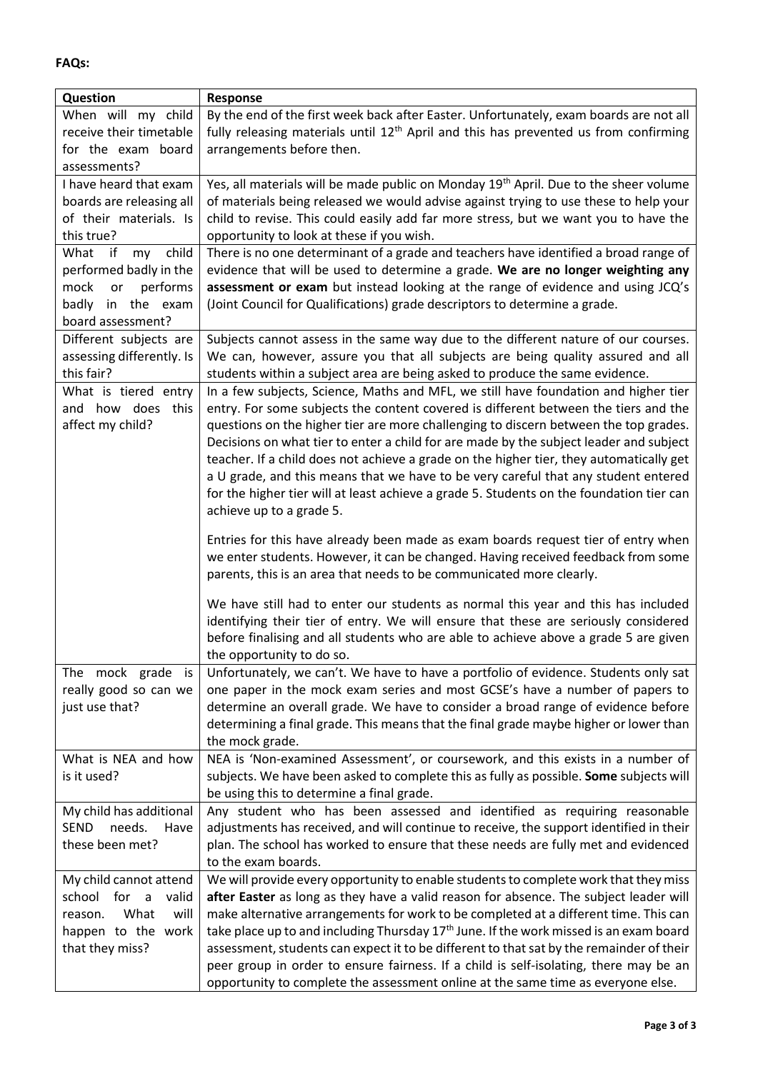**FAQs:**

| Question | Response |
|---|---|
| When will my child receive their timetable for the exam board assessments? | By the end of the first week back after Easter. Unfortunately, exam boards are not all fully releasing materials until 12th April and this has prevented us from confirming arrangements before then. |
| I have heard that exam boards are releasing all of their materials. Is this true? | Yes, all materials will be made public on Monday 19th April. Due to the sheer volume of materials being released we would advise against trying to use these to help your child to revise. This could easily add far more stress, but we want you to have the opportunity to look at these if you wish. |
| What if my child performed badly in the mock or performs badly in the exam board assessment? | There is no one determinant of a grade and teachers have identified a broad range of evidence that will be used to determine a grade. **We are no longer weighting any assessment or exam** but instead looking at the range of evidence and using JCQ's (Joint Council for Qualifications) grade descriptors to determine a grade. |
| Different subjects are assessing differently. Is this fair? | Subjects cannot assess in the same way due to the different nature of our courses. We can, however, assure you that all subjects are being quality assured and all students within a subject area are being asked to produce the same evidence. |
| What is tiered entry and how does this affect my child? | In a few subjects, Science, Maths and MFL, we still have foundation and higher tier entry. For some subjects the content covered is different between the tiers and the questions on the higher tier are more challenging to discern between the top grades. Decisions on what tier to enter a child for are made by the subject leader and subject teacher. If a child does not achieve a grade on the higher tier, they automatically get a U grade, and this means that we have to be very careful that any student entered for the higher tier will at least achieve a grade 5. Students on the foundation tier can achieve up to a grade 5.<br><br>Entries for this have already been made as exam boards request tier of entry when we enter students. However, it can be changed. Having received feedback from some parents, this is an area that needs to be communicated more clearly.<br><br>We have still had to enter our students as normal this year and this has included identifying their tier of entry. We will ensure that these are seriously considered before finalising and all students who are able to achieve above a grade 5 are given the opportunity to do so. |
| The mock grade is really good so can we just use that? | Unfortunately, we can't. We have to have a portfolio of evidence. Students only sat one paper in the mock exam series and most GCSE's have a number of papers to determine an overall grade. We have to consider a broad range of evidence before determining a final grade. This means that the final grade maybe higher or lower than the mock grade. |
| What is NEA and how is it used? | NEA is 'Non-examined Assessment', or coursework, and this exists in a number of subjects. We have been asked to complete this as fully as possible. **Some** subjects will be using this to determine a final grade. |
| My child has additional SEND needs. Have these been met? | Any student who has been assessed and identified as requiring reasonable adjustments has received, and will continue to receive, the support identified in their plan. The school has worked to ensure that these needs are fully met and evidenced to the exam boards. |
| My child cannot attend school for a valid reason. What will happen to the work that they miss? | We will provide every opportunity to enable students to complete work that they miss **after Easter** as long as they have a valid reason for absence. The subject leader will make alternative arrangements for work to be completed at a different time. This can take place up to and including Thursday 17th June. If the work missed is an exam board assessment, students can expect it to be different to that sat by the remainder of their peer group in order to ensure fairness. If a child is self-isolating, there may be an opportunity to complete the assessment online at the same time as everyone else. |